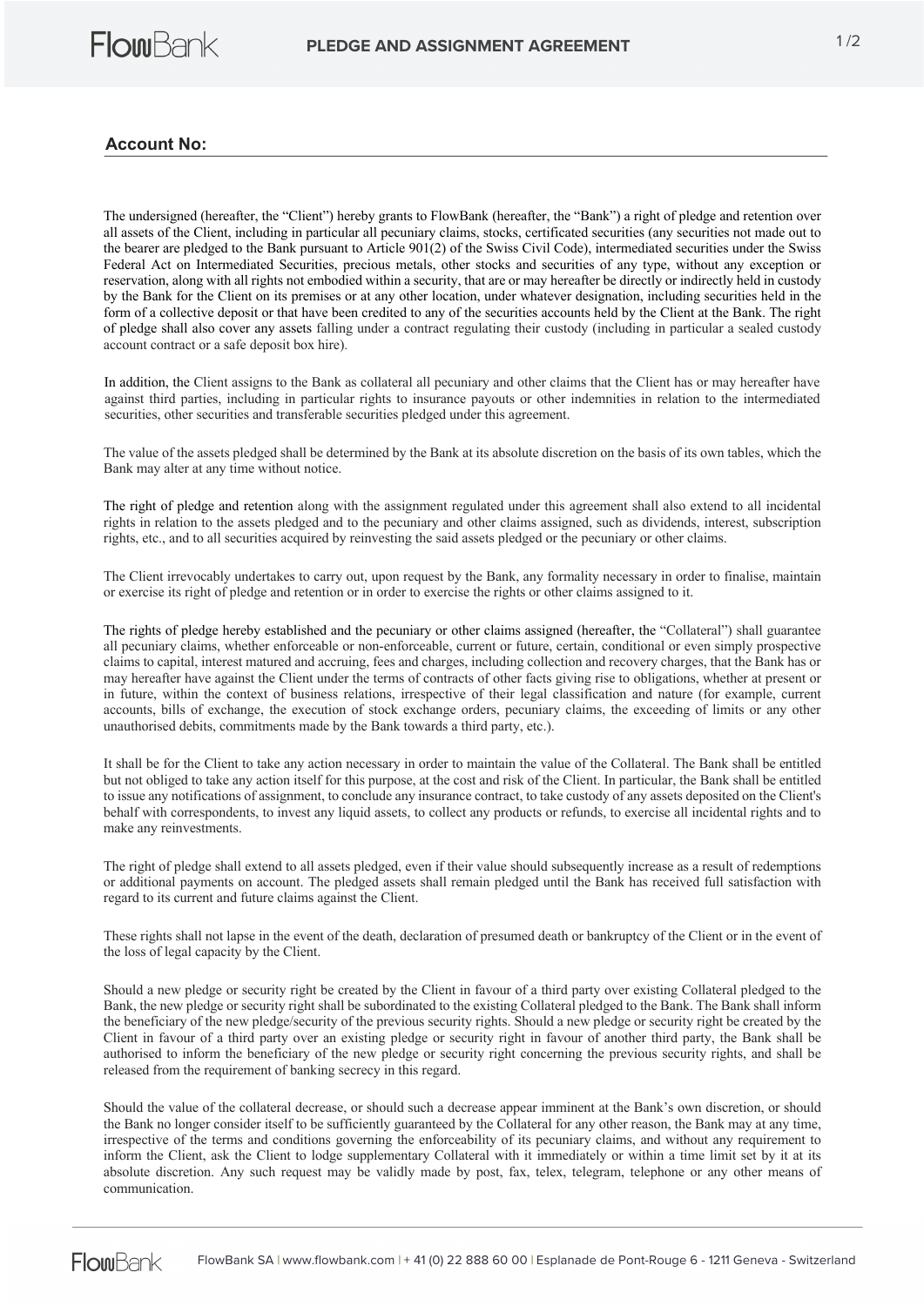# PLEDGE AND ASSIGNMENT AGREEMENT

**Account No:**

The undersigned (hereafter, the "Client") hereby grants to FlowBank (hereafter, the "Bank") a right of pledge and retention over all assets of the Client, including in particular all pecuniary claims, stocks, certificated securities (any securities not made out to the bearer are pledged to the Bank pursuant to Article 901(2) of the Swiss Civil Code), intermediated securities under the Swiss Federal Act on Intermediated Securities, precious metals, other stocks and securities of any type, without any exception or reservation, along with all rights not embodied within a security, that are or may hereafter be directly or indirectly held in custody by the Bank for the Client on its premises or at any other location, under whatever designation, including securities held in the form of a collective deposit or that have been credited to any of the securities accounts held by the Client at the Bank. The right of pledge shall also cover any assets falling under a contract regulating their custody (including in particular a sealed custody account contract or a safe deposit box hire).

In addition, the Client assigns to the Bank as collateral all pecuniary and other claims that the Client has or may hereafter have against third parties, including in particular rights to insurance payouts or other indemnities in relation to the intermediated securities, other securities and transferable securities pledged under this agreement.

The value of the assets pledged shall be determined by the Bank at its absolute discretion on the basis of its own tables, which the Bank may alter at any time without notice.

The right of pledge and retention along with the assignment regulated under this agreement shall also extend to all incidental rights in relation to the assets pledged and to the pecuniary and other claims assigned, such as dividends, interest, subscription rights, etc., and to all securities acquired by reinvesting the said assets pledged or the pecuniary or other claims.

The Client irrevocably undertakes to carry out, upon request by the Bank, any formality necessary in order to finalise, maintain or exercise its right of pledge and retention or in order to exercise the rights or other claims assigned to it.

The rights of pledge hereby established and the pecuniary or other claims assigned (hereafter, the "Collateral") shall guarantee all pecuniary claims, whether enforceable or non-enforceable, current or future, certain, conditional or even simply prospective claims to capital, interest matured and accruing, fees and charges, including collection and recovery charges, that the Bank has or may hereafter have against the Client under the terms of contracts of other facts giving rise to obligations, whether at present or in future, within the context of business relations, irrespective of their legal classification and nature (for example, current accounts, bills of exchange, the execution of stock exchange orders, pecuniary claims, the exceeding of limits or any other unauthorised debits, commitments made by the Bank towards a third party, etc.).

It shall be for the Client to take any action necessary in order to maintain the value of the Collateral. The Bank shall be entitled but not obliged to take any action itself for this purpose, at the cost and risk of the Client. In particular, the Bank shall be entitled to issue any notifications of assignment, to conclude any insurance contract, to take custody of any assets deposited on the Client's behalf with correspondents, to invest any liquid assets, to collect any products or refunds, to exercise all incidental rights and to make any reinvestments.

The right of pledge shall extend to all assets pledged, even if their value should subsequently increase as a result of redemptions or additional payments on account. The pledged assets shall remain pledged until the Bank has received full satisfaction with regard to its current and future claims against the Client.

These rights shall not lapse in the event of the death, declaration of presumed death or bankruptcy of the Client or in the event of the loss of legal capacity by the Client.

Should a new pledge or security right be created by the Client in favour of a third party over existing Collateral pledged to the Bank, the new pledge or security right shall be subordinated to the existing Collateral pledged to the Bank. The Bank shall inform the beneficiary of the new pledge/security of the previous security rights. Should a new pledge or security right be created by the Client in favour of a third party over an existing pledge or security right in favour of another third party, the Bank shall be authorised to inform the beneficiary of the new pledge or security right concerning the previous security rights, and shall be released from the requirement of banking secrecy in this regard.

Should the value of the collateral decrease, or should such a decrease appear imminent at the Bank's own discretion, or should the Bank no longer consider itself to be sufficiently guaranteed by the Collateral for any other reason, the Bank may at any time, irrespective of the terms and conditions governing the enforceability of its pecuniary claims, and without any requirement to inform the Client, ask the Client to lodge supplementary Collateral with it immediately or within a time limit set by it at its absolute discretion. Any such request may be validly made by post, fax, telex, telegram, telephone or any other means of communication.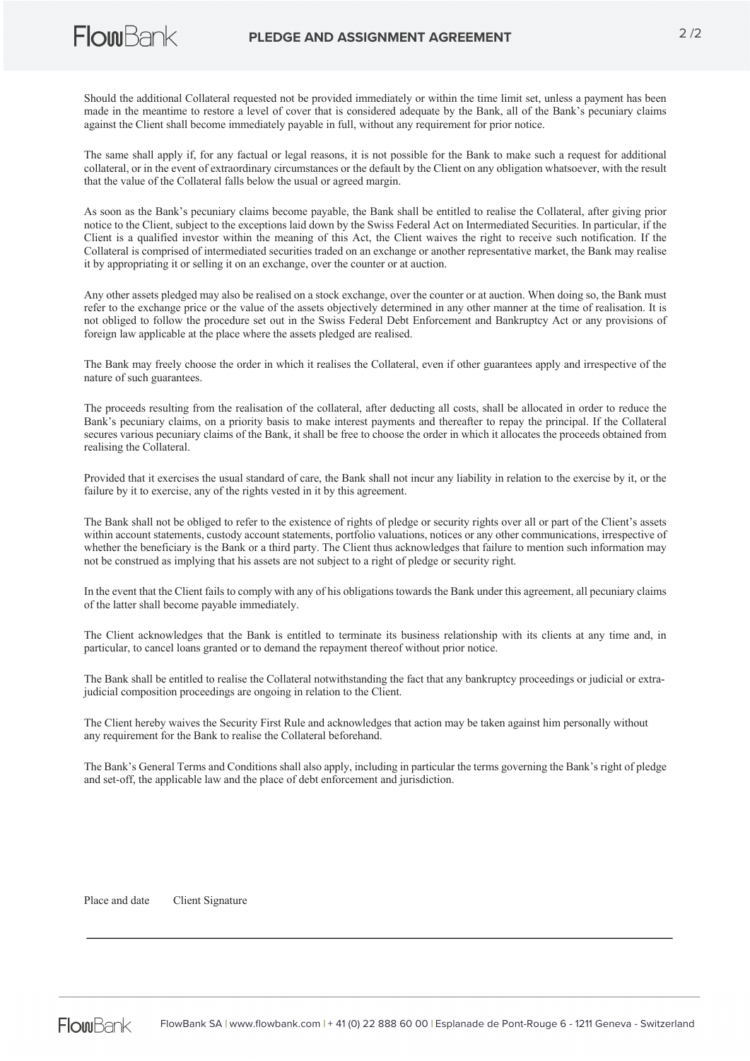Should the additional Collateral requested not be provided immediately or within the time limit set, unless a payment has been made in the meantime to restore a level of cover that is considered adequate by the Bank, all of the Bank's pecuniary claims against the Client shall become immediately payable in full, without any requirement for prior notice.

The same shall apply if, for any factual or legal reasons, it is not possible for the Bank to make such a request for additional collateral, or in the event of extraordinary circumstances or the default by the Client on any obligation whatsoever, with the result that the value of the Collateral falls below the usual or agreed margin.

As soon as the Bank's pecuniary claims become payable, the Bank shall be entitled to realise the Collateral, after giving prior notice to the Client, subject to the exceptions laid down by the Swiss Federal Act on Intermediated Securities. In particular, if the Client is a qualified investor within the meaning of this Act, the Client waives the right to receive such notification. If the Collateral is comprised of intermediated securities traded on an exchange or another representative market, the Bank may realise it by appropriating it or selling it on an exchange, over the counter or at auction.

Any other assets pledged may also be realised on a stock exchange, over the counter or at auction. When doing so, the Bank must refer to the exchange price or the value of the assets objectively determined in any other manner at the time of realisation. It is not obliged to follow the procedure set out in the Swiss Federal Debt Enforcement and Bankruptcy Act or any provisions of foreign law applicable at the place where the assets pledged are realised.

The Bank may freely choose the order in which it realises the Collateral, even if other guarantees apply and irrespective of the nature of such guarantees.

The proceeds resulting from the realisation of the collateral, after deducting all costs, shall be allocated in order to reduce the Bank's pecuniary claims, on a priority basis to make interest payments and thereafter to repay the principal. If the Collateral secures various pecuniary claims of the Bank, it shall be free to choose the order in which it allocates the proceeds obtained from realising the Collateral.

Provided that it exercises the usual standard of care, the Bank shall not incur any liability in relation to the exercise by it, or the failure by it to exercise, any of the rights vested in it by this agreement.

The Bank shall not be obliged to refer to the existence of rights of pledge or security rights over all or part of the Client's assets within account statements, custody account statements, portfolio valuations, notices or any other communications, irrespective of whether the beneficiary is the Bank or a third party. The Client thus acknowledges that failure to mention such information may not be construed as implying that his assets are not subject to a right of pledge or security right.

In the event that the Client fails to comply with any of his obligations towards the Bank under this agreement, all pecuniary claims of the latter shall become payable immediately.

The Client acknowledges that the Bank is entitled to terminate its business relationship with its clients at any time and, in particular, to cancel loans granted or to demand the repayment thereof without prior notice.

The Bank shall be entitled to realise the Collateral notwithstanding the fact that any bankruptcy proceedings or judicial or extra-judicial composition proceedings are ongoing in relation to the Client.

The Client hereby waives the Security First Rule and acknowledges that action may be taken against him personally without any requirement for the Bank to realise the Collateral beforehand.

The Bank's General Terms and Conditions shall also apply, including in particular the terms governing the Bank's right of pledge and set-off, the applicable law and the place of debt enforcement and jurisdiction.

Place and date Client Signature

FlowBank SA | www.flowbank.com | + 41 (0) 22 888 60 00 | Esplanade de Pont-Rouge 6 - 1211 Geneva - Switzerland